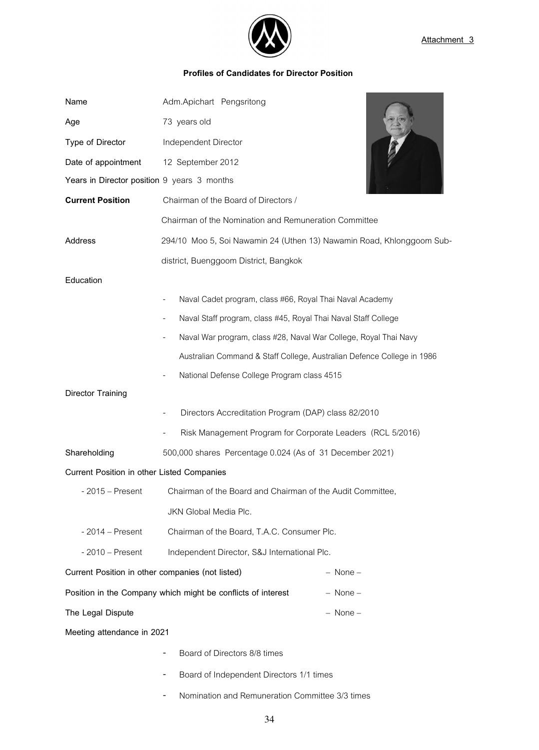Attachment 3

## Profiles of Candidates for Director Position

**Name** Adm.Apichart Pengsritong

**Age** 73 years old

**Type of Director** Independent Director

**Date of appointment** 12 September 2012

**Years in Director position** 9 years 3 months

**Current Position** Chairman of the Board of Directors / Chairman of the Nomination and Remuneration Committee

**Address** 294/10 Moo 5, Soi Nawamin 24 (Uthen 13) Nawamin Road, Khlonggoom Sub-district, Buenggoom District, Bangkok

**Education**

- Naval Cadet program, class #66, Royal Thai Naval Academy
- Naval Staff program, class #45, Royal Thai Naval Staff College
- Naval War program, class #28, Naval War College, Royal Thai Navy
  Australian Command & Staff College, Australian Defence College in 1986
- National Defense College Program class 4515

**Director Training**

- Directors Accreditation Program (DAP) class 82/2010
- Risk Management Program for Corporate Leaders (RCL 5/2016)

**Shareholding** 500,000 shares Percentage 0.024 (As of 31 December 2021)

**Current Position in other Listed Companies**

- 2015 – Present Chairman of the Board and Chairman of the Audit Committee, JKN Global Media Plc.
- 2014 – Present Chairman of the Board, T.A.C. Consumer Plc.
- 2010 – Present Independent Director, S&J International Plc.

**Current Position in other companies (not listed)** – None –

**Position in the Company which might be conflicts of interest** – None –

**The Legal Dispute** – None –

**Meeting attendance in 2021**

- Board of Directors 8/8 times
- Board of Independent Directors 1/1 times
- Nomination and Remuneration Committee 3/3 times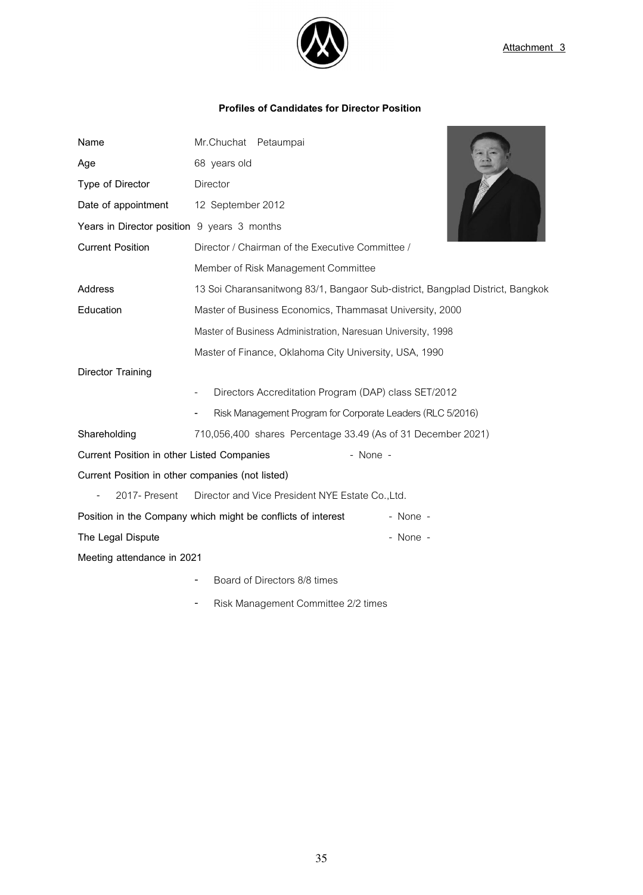Attachment 3

## Profiles of Candidates for Director Position

| | |
|---|---|
| Name | Mr.Chuchat Petaumpai |
| Age | 68 years old |
| Type of Director | Director |
| Date of appointment | 12 September 2012 |
| Years in Director position | 9 years 3 months |
| Current Position | Director / Chairman of the Executive Committee / Member of Risk Management Committee |
| Address | 13 Soi Charansanitwong 83/1, Bangaor Sub-district, Bangplad District, Bangkok |
| Education | Master of Business Economics, Thammasat University, 2000 |
| | Master of Business Administration, Naresuan University, 1998 |
| | Master of Finance, Oklahoma City University, USA, 1990 |

**Director Training**

- Directors Accreditation Program (DAP) class SET/2012
- Risk Management Program for Corporate Leaders (RLC 5/2016)

**Shareholding** 710,056,400 shares Percentage 33.49 (As of 31 December 2021)

**Current Position in other Listed Companies** - None -

**Current Position in other companies (not listed)**

- 2017- Present Director and Vice President NYE Estate Co.,Ltd.

**Position in the Company which might be conflicts of interest** - None -

**The Legal Dispute** - None -

**Meeting attendance in 2021**

- Board of Directors 8/8 times
- Risk Management Committee 2/2 times